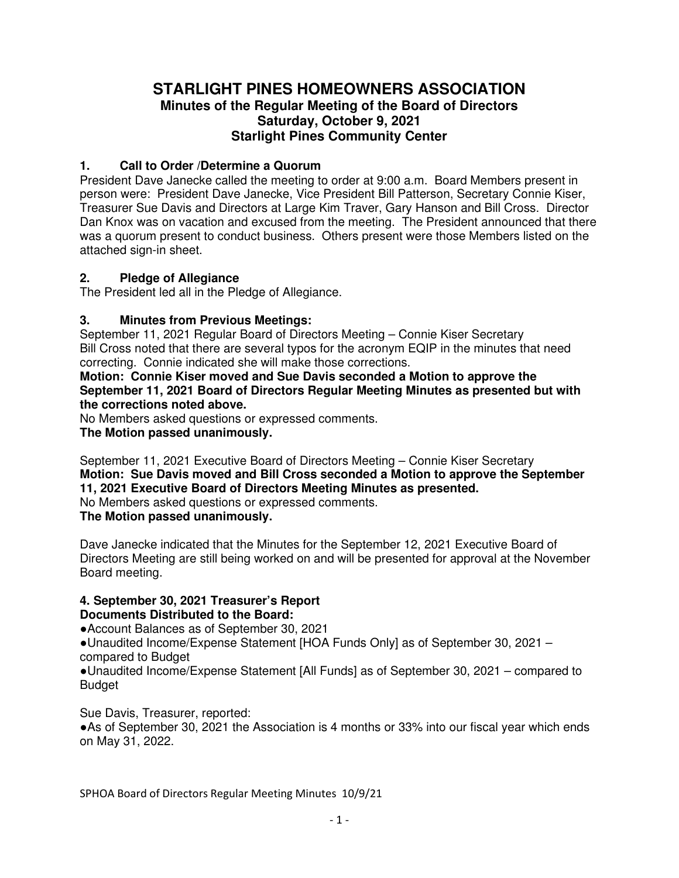# STARLIGHT PINES HOMEOWNERS ASSOCIATION

## Minutes of the Regular Meeting of the Board of Directors
## Saturday, October 9, 2021
## Starlight Pines Community Center

### 1. Call to Order /Determine a Quorum

President Dave Janecke called the meeting to order at 9:00 a.m. Board Members present in person were: President Dave Janecke, Vice President Bill Patterson, Secretary Connie Kiser, Treasurer Sue Davis and Directors at Large Kim Traver, Gary Hanson and Bill Cross. Director Dan Knox was on vacation and excused from the meeting. The President announced that there was a quorum present to conduct business. Others present were those Members listed on the attached sign-in sheet.

### 2. Pledge of Allegiance

The President led all in the Pledge of Allegiance.

### 3. Minutes from Previous Meetings:

September 11, 2021 Regular Board of Directors Meeting – Connie Kiser Secretary
Bill Cross noted that there are several typos for the acronym EQIP in the minutes that need correcting. Connie indicated she will make those corrections.

**Motion: Connie Kiser moved and Sue Davis seconded a Motion to approve the September 11, 2021 Board of Directors Regular Meeting Minutes as presented but with the corrections noted above.**

No Members asked questions or expressed comments.

**The Motion passed unanimously.**

September 11, 2021 Executive Board of Directors Meeting – Connie Kiser Secretary

**Motion: Sue Davis moved and Bill Cross seconded a Motion to approve the September 11, 2021 Executive Board of Directors Meeting Minutes as presented.**

No Members asked questions or expressed comments.

**The Motion passed unanimously.**

Dave Janecke indicated that the Minutes for the September 12, 2021 Executive Board of Directors Meeting are still being worked on and will be presented for approval at the November Board meeting.

### 4. September 30, 2021 Treasurer's Report

**Documents Distributed to the Board:**

- Account Balances as of September 30, 2021
- Unaudited Income/Expense Statement [HOA Funds Only] as of September 30, 2021 – compared to Budget
- Unaudited Income/Expense Statement [All Funds] as of September 30, 2021 – compared to Budget

Sue Davis, Treasurer, reported:

- As of September 30, 2021 the Association is 4 months or 33% into our fiscal year which ends on May 31, 2022.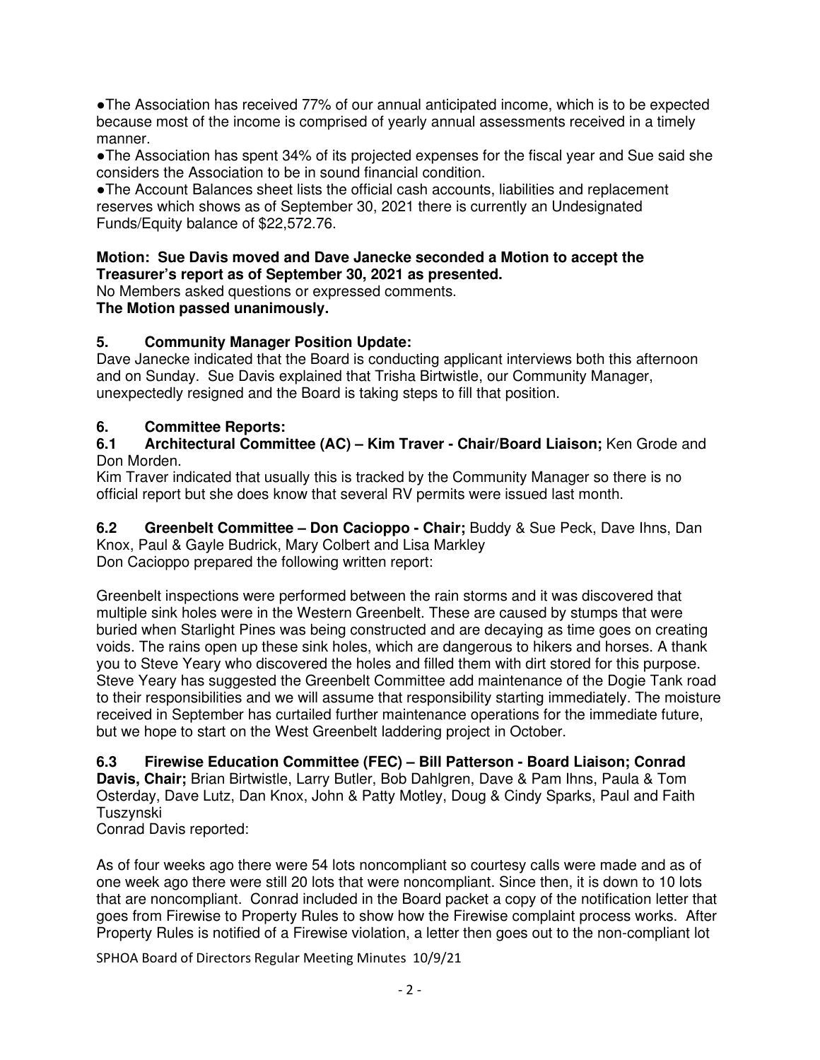- The Association has received 77% of our annual anticipated income, which is to be expected because most of the income is comprised of yearly annual assessments received in a timely manner.
- The Association has spent 34% of its projected expenses for the fiscal year and Sue said she considers the Association to be in sound financial condition.
- The Account Balances sheet lists the official cash accounts, liabilities and replacement reserves which shows as of September 30, 2021 there is currently an Undesignated Funds/Equity balance of $22,572.76.

**Motion: Sue Davis moved and Dave Janecke seconded a Motion to accept the Treasurer's report as of September 30, 2021 as presented.**
No Members asked questions or expressed comments.
**The Motion passed unanimously.**

### 5. Community Manager Position Update:

Dave Janecke indicated that the Board is conducting applicant interviews both this afternoon and on Sunday. Sue Davis explained that Trisha Birtwistle, our Community Manager, unexpectedly resigned and the Board is taking steps to fill that position.

### 6. Committee Reports:

**6.1 Architectural Committee (AC) – Kim Traver - Chair/Board Liaison;** Ken Grode and Don Morden.

Kim Traver indicated that usually this is tracked by the Community Manager so there is no official report but she does know that several RV permits were issued last month.

**6.2 Greenbelt Committee – Don Cacioppo - Chair;** Buddy & Sue Peck, Dave Ihns, Dan Knox, Paul & Gayle Budrick, Mary Colbert and Lisa Markley

Don Cacioppo prepared the following written report:

Greenbelt inspections were performed between the rain storms and it was discovered that multiple sink holes were in the Western Greenbelt. These are caused by stumps that were buried when Starlight Pines was being constructed and are decaying as time goes on creating voids. The rains open up these sink holes, which are dangerous to hikers and horses. A thank you to Steve Yeary who discovered the holes and filled them with dirt stored for this purpose. Steve Yeary has suggested the Greenbelt Committee add maintenance of the Dogie Tank road to their responsibilities and we will assume that responsibility starting immediately. The moisture received in September has curtailed further maintenance operations for the immediate future, but we hope to start on the West Greenbelt laddering project in October.

**6.3 Firewise Education Committee (FEC) – Bill Patterson - Board Liaison; Conrad Davis, Chair;** Brian Birtwistle, Larry Butler, Bob Dahlgren, Dave & Pam Ihns, Paula & Tom Osterday, Dave Lutz, Dan Knox, John & Patty Motley, Doug & Cindy Sparks, Paul and Faith Tuszynski

Conrad Davis reported:

As of four weeks ago there were 54 lots noncompliant so courtesy calls were made and as of one week ago there were still 20 lots that were noncompliant. Since then, it is down to 10 lots that are noncompliant. Conrad included in the Board packet a copy of the notification letter that goes from Firewise to Property Rules to show how the Firewise complaint process works. After Property Rules is notified of a Firewise violation, a letter then goes out to the non-compliant lot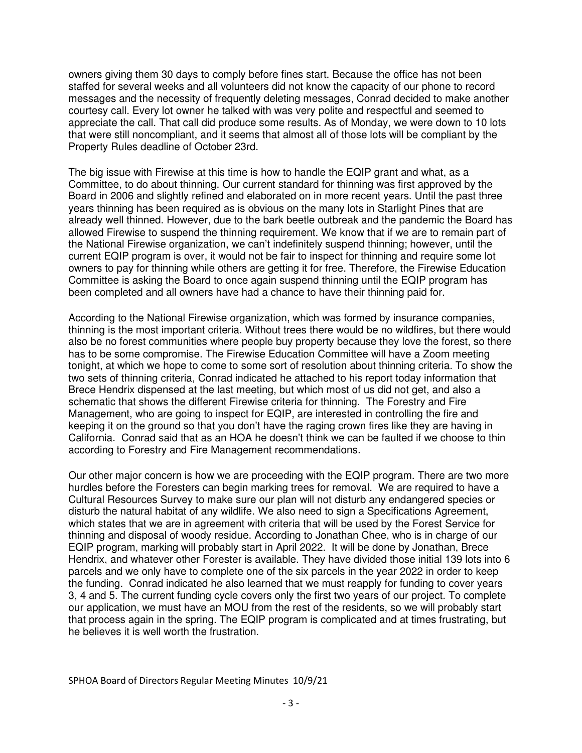owners giving them 30 days to comply before fines start. Because the office has not been staffed for several weeks and all volunteers did not know the capacity of our phone to record messages and the necessity of frequently deleting messages, Conrad decided to make another courtesy call. Every lot owner he talked with was very polite and respectful and seemed to appreciate the call. That call did produce some results. As of Monday, we were down to 10 lots that were still noncompliant, and it seems that almost all of those lots will be compliant by the Property Rules deadline of October 23rd.

The big issue with Firewise at this time is how to handle the EQIP grant and what, as a Committee, to do about thinning. Our current standard for thinning was first approved by the Board in 2006 and slightly refined and elaborated on in more recent years. Until the past three years thinning has been required as is obvious on the many lots in Starlight Pines that are already well thinned. However, due to the bark beetle outbreak and the pandemic the Board has allowed Firewise to suspend the thinning requirement. We know that if we are to remain part of the National Firewise organization, we can't indefinitely suspend thinning; however, until the current EQIP program is over, it would not be fair to inspect for thinning and require some lot owners to pay for thinning while others are getting it for free. Therefore, the Firewise Education Committee is asking the Board to once again suspend thinning until the EQIP program has been completed and all owners have had a chance to have their thinning paid for.

According to the National Firewise organization, which was formed by insurance companies, thinning is the most important criteria. Without trees there would be no wildfires, but there would also be no forest communities where people buy property because they love the forest, so there has to be some compromise. The Firewise Education Committee will have a Zoom meeting tonight, at which we hope to come to some sort of resolution about thinning criteria. To show the two sets of thinning criteria, Conrad indicated he attached to his report today information that Brece Hendrix dispensed at the last meeting, but which most of us did not get, and also a schematic that shows the different Firewise criteria for thinning. The Forestry and Fire Management, who are going to inspect for EQIP, are interested in controlling the fire and keeping it on the ground so that you don't have the raging crown fires like they are having in California. Conrad said that as an HOA he doesn't think we can be faulted if we choose to thin according to Forestry and Fire Management recommendations.

Our other major concern is how we are proceeding with the EQIP program. There are two more hurdles before the Foresters can begin marking trees for removal. We are required to have a Cultural Resources Survey to make sure our plan will not disturb any endangered species or disturb the natural habitat of any wildlife. We also need to sign a Specifications Agreement, which states that we are in agreement with criteria that will be used by the Forest Service for thinning and disposal of woody residue. According to Jonathan Chee, who is in charge of our EQIP program, marking will probably start in April 2022. It will be done by Jonathan, Brece Hendrix, and whatever other Forester is available. They have divided those initial 139 lots into 6 parcels and we only have to complete one of the six parcels in the year 2022 in order to keep the funding. Conrad indicated he also learned that we must reapply for funding to cover years 3, 4 and 5. The current funding cycle covers only the first two years of our project. To complete our application, we must have an MOU from the rest of the residents, so we will probably start that process again in the spring. The EQIP program is complicated and at times frustrating, but he believes it is well worth the frustration.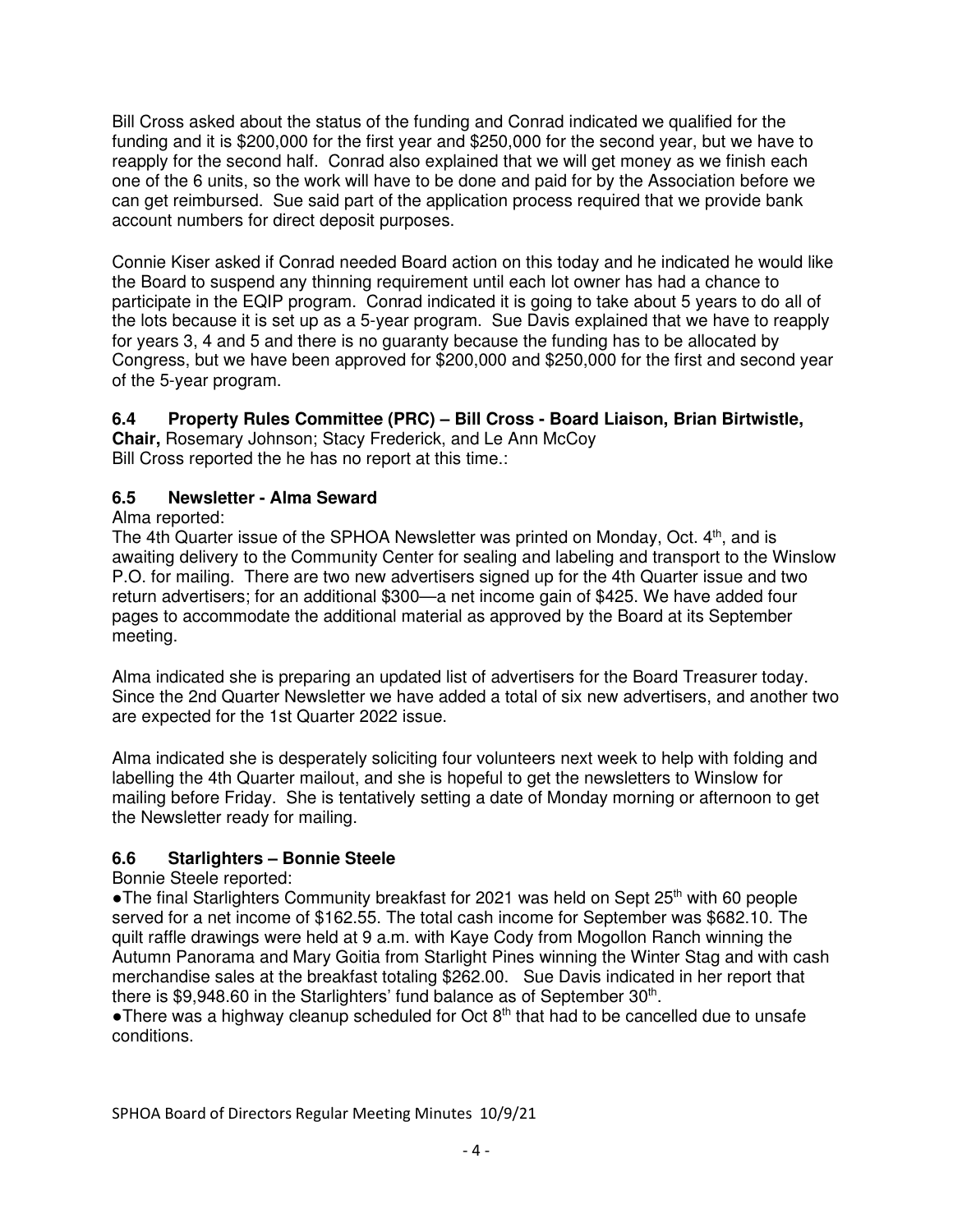Bill Cross asked about the status of the funding and Conrad indicated we qualified for the funding and it is $200,000 for the first year and $250,000 for the second year, but we have to reapply for the second half. Conrad also explained that we will get money as we finish each one of the 6 units, so the work will have to be done and paid for by the Association before we can get reimbursed. Sue said part of the application process required that we provide bank account numbers for direct deposit purposes.

Connie Kiser asked if Conrad needed Board action on this today and he indicated he would like the Board to suspend any thinning requirement until each lot owner has had a chance to participate in the EQIP program. Conrad indicated it is going to take about 5 years to do all of the lots because it is set up as a 5-year program. Sue Davis explained that we have to reapply for years 3, 4 and 5 and there is no guaranty because the funding has to be allocated by Congress, but we have been approved for $200,000 and $250,000 for the first and second year of the 5-year program.

### 6.4 Property Rules Committee (PRC) – Bill Cross - Board Liaison, Brian Birtwistle, Chair, Rosemary Johnson; Stacy Frederick, and Le Ann McCoy

Bill Cross reported the he has no report at this time.:

### 6.5 Newsletter - Alma Seward

Alma reported:

The 4th Quarter issue of the SPHOA Newsletter was printed on Monday, Oct. 4th, and is awaiting delivery to the Community Center for sealing and labeling and transport to the Winslow P.O. for mailing. There are two new advertisers signed up for the 4th Quarter issue and two return advertisers; for an additional $300—a net income gain of $425. We have added four pages to accommodate the additional material as approved by the Board at its September meeting.

Alma indicated she is preparing an updated list of advertisers for the Board Treasurer today. Since the 2nd Quarter Newsletter we have added a total of six new advertisers, and another two are expected for the 1st Quarter 2022 issue.

Alma indicated she is desperately soliciting four volunteers next week to help with folding and labelling the 4th Quarter mailout, and she is hopeful to get the newsletters to Winslow for mailing before Friday. She is tentatively setting a date of Monday morning or afternoon to get the Newsletter ready for mailing.

### 6.6 Starlighters – Bonnie Steele

Bonnie Steele reported:

- The final Starlighters Community breakfast for 2021 was held on Sept 25th with 60 people served for a net income of $162.55. The total cash income for September was $682.10. The quilt raffle drawings were held at 9 a.m. with Kaye Cody from Mogollon Ranch winning the Autumn Panorama and Mary Goitia from Starlight Pines winning the Winter Stag and with cash merchandise sales at the breakfast totaling $262.00. Sue Davis indicated in her report that there is $9,948.60 in the Starlighters' fund balance as of September 30th.
- There was a highway cleanup scheduled for Oct 8th that had to be cancelled due to unsafe conditions.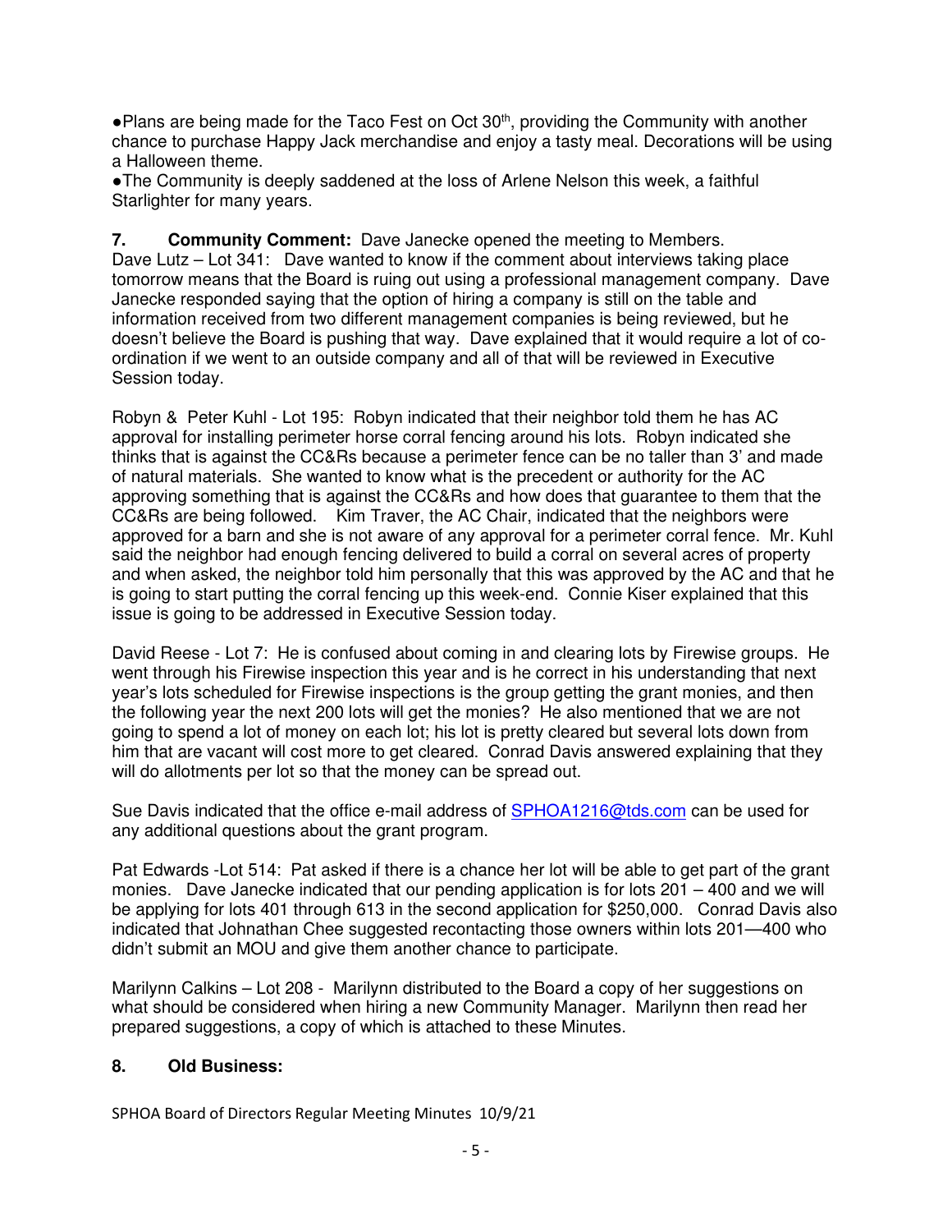●Plans are being made for the Taco Fest on Oct 30th, providing the Community with another chance to purchase Happy Jack merchandise and enjoy a tasty meal. Decorations will be using a Halloween theme.

●The Community is deeply saddened at the loss of Arlene Nelson this week, a faithful Starlighter for many years.

**7. Community Comment:** Dave Janecke opened the meeting to Members.

Dave Lutz – Lot 341: Dave wanted to know if the comment about interviews taking place tomorrow means that the Board is ruing out using a professional management company. Dave Janecke responded saying that the option of hiring a company is still on the table and information received from two different management companies is being reviewed, but he doesn't believe the Board is pushing that way. Dave explained that it would require a lot of co-ordination if we went to an outside company and all of that will be reviewed in Executive Session today.

Robyn & Peter Kuhl - Lot 195: Robyn indicated that their neighbor told them he has AC approval for installing perimeter horse corral fencing around his lots. Robyn indicated she thinks that is against the CC&Rs because a perimeter fence can be no taller than 3' and made of natural materials. She wanted to know what is the precedent or authority for the AC approving something that is against the CC&Rs and how does that guarantee to them that the CC&Rs are being followed. Kim Traver, the AC Chair, indicated that the neighbors were approved for a barn and she is not aware of any approval for a perimeter corral fence. Mr. Kuhl said the neighbor had enough fencing delivered to build a corral on several acres of property and when asked, the neighbor told him personally that this was approved by the AC and that he is going to start putting the corral fencing up this week-end. Connie Kiser explained that this issue is going to be addressed in Executive Session today.

David Reese - Lot 7: He is confused about coming in and clearing lots by Firewise groups. He went through his Firewise inspection this year and is he correct in his understanding that next year's lots scheduled for Firewise inspections is the group getting the grant monies, and then the following year the next 200 lots will get the monies? He also mentioned that we are not going to spend a lot of money on each lot; his lot is pretty cleared but several lots down from him that are vacant will cost more to get cleared. Conrad Davis answered explaining that they will do allotments per lot so that the money can be spread out.

Sue Davis indicated that the office e-mail address of SPHOA1216@tds.com can be used for any additional questions about the grant program.

Pat Edwards -Lot 514: Pat asked if there is a chance her lot will be able to get part of the grant monies. Dave Janecke indicated that our pending application is for lots 201 – 400 and we will be applying for lots 401 through 613 in the second application for $250,000. Conrad Davis also indicated that Johnathan Chee suggested recontacting those owners within lots 201—400 who didn't submit an MOU and give them another chance to participate.

Marilynn Calkins – Lot 208 - Marilynn distributed to the Board a copy of her suggestions on what should be considered when hiring a new Community Manager. Marilynn then read her prepared suggestions, a copy of which is attached to these Minutes.

**8. Old Business:**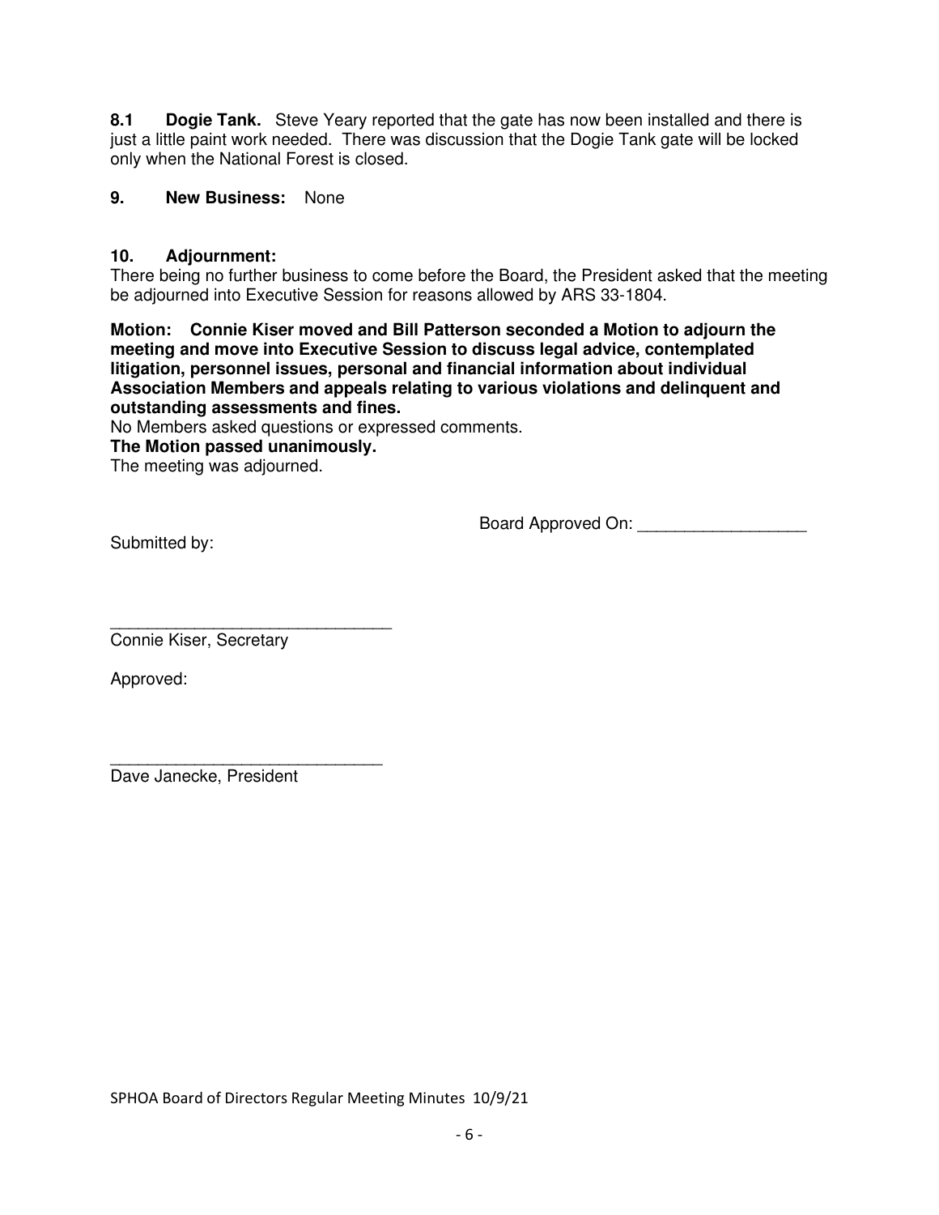**8.1 Dogie Tank.** Steve Yeary reported that the gate has now been installed and there is just a little paint work needed. There was discussion that the Dogie Tank gate will be locked only when the National Forest is closed.

**9. New Business:** None

**10. Adjournment:**

There being no further business to come before the Board, the President asked that the meeting be adjourned into Executive Session for reasons allowed by ARS 33-1804.

**Motion: Connie Kiser moved and Bill Patterson seconded a Motion to adjourn the meeting and move into Executive Session to discuss legal advice, contemplated litigation, personnel issues, personal and financial information about individual Association Members and appeals relating to various violations and delinquent and outstanding assessments and fines.**

No Members asked questions or expressed comments.

**The Motion passed unanimously.**

The meeting was adjourned.

Board Approved On: __________________

Submitted by:

______________________________

Connie Kiser, Secretary

Approved:

______________________________

Dave Janecke, President